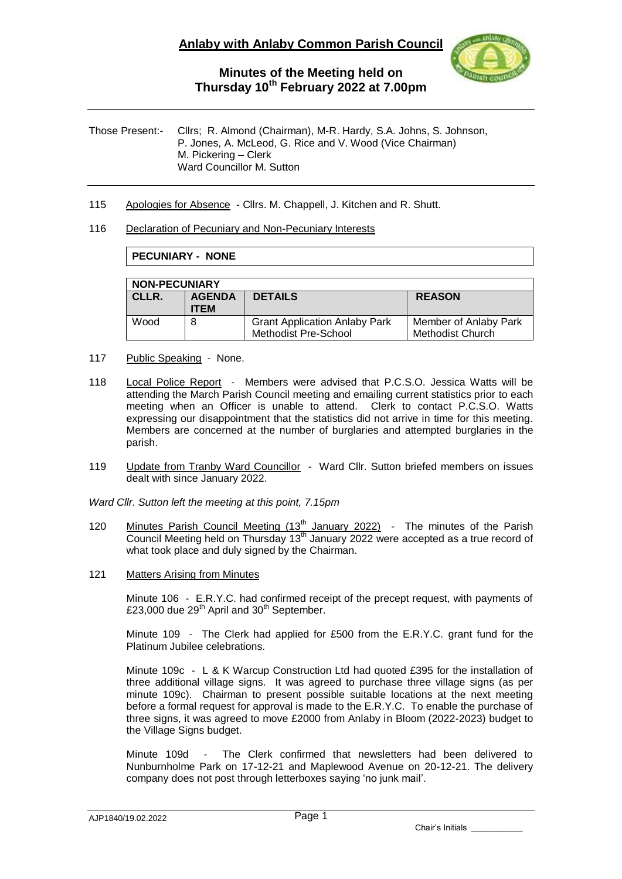# Anlaby with Anlaby Common Parish Council

## Minutes of the Meeting held on Thursday 10th February 2022 at 7.00pm

Those Present:- Cllrs; R. Almond (Chairman), M-R. Hardy, S.A. Johns, S. Johnson, P. Jones, A. McLeod, G. Rice and V. Wood (Vice Chairman)
M. Pickering – Clerk
Ward Councillor M. Sutton

115 Apologies for Absence - Cllrs. M. Chappell, J. Kitchen and R. Shutt.

116 Declaration of Pecuniary and Non-Pecuniary Interests

**PECUNIARY - NONE**

| **NON-PECUNIARY** | | | |
|---|---|---|---|
| **CLLR.** | **AGENDA ITEM** | **DETAILS** | **REASON** |
| Wood | 8 | Grant Application Anlaby Park Methodist Pre-School | Member of Anlaby Park Methodist Church |

117 Public Speaking - None.

118 Local Police Report - Members were advised that P.C.S.O. Jessica Watts will be attending the March Parish Council meeting and emailing current statistics prior to each meeting when an Officer is unable to attend. Clerk to contact P.C.S.O. Watts expressing our disappointment that the statistics did not arrive in time for this meeting. Members are concerned at the number of burglaries and attempted burglaries in the parish.

119 Update from Tranby Ward Councillor - Ward Cllr. Sutton briefed members on issues dealt with since January 2022.

*Ward Cllr. Sutton left the meeting at this point, 7.15pm*

120 Minutes Parish Council Meeting (13th January 2022) - The minutes of the Parish Council Meeting held on Thursday 13th January 2022 were accepted as a true record of what took place and duly signed by the Chairman.

121 Matters Arising from Minutes

Minute 106 - E.R.Y.C. had confirmed receipt of the precept request, with payments of £23,000 due 29th April and 30th September.

Minute 109 - The Clerk had applied for £500 from the E.R.Y.C. grant fund for the Platinum Jubilee celebrations.

Minute 109c - L & K Warcup Construction Ltd had quoted £395 for the installation of three additional village signs. It was agreed to purchase three village signs (as per minute 109c). Chairman to present possible suitable locations at the next meeting before a formal request for approval is made to the E.R.Y.C. To enable the purchase of three signs, it was agreed to move £2000 from Anlaby in Bloom (2022-2023) budget to the Village Signs budget.

Minute 109d - The Clerk confirmed that newsletters had been delivered to Nunburnholme Park on 17-12-21 and Maplewood Avenue on 20-12-21. The delivery company does not post through letterboxes saying 'no junk mail'.

Chair's Initials \_\_\_\_\_\_\_\_\_\_\_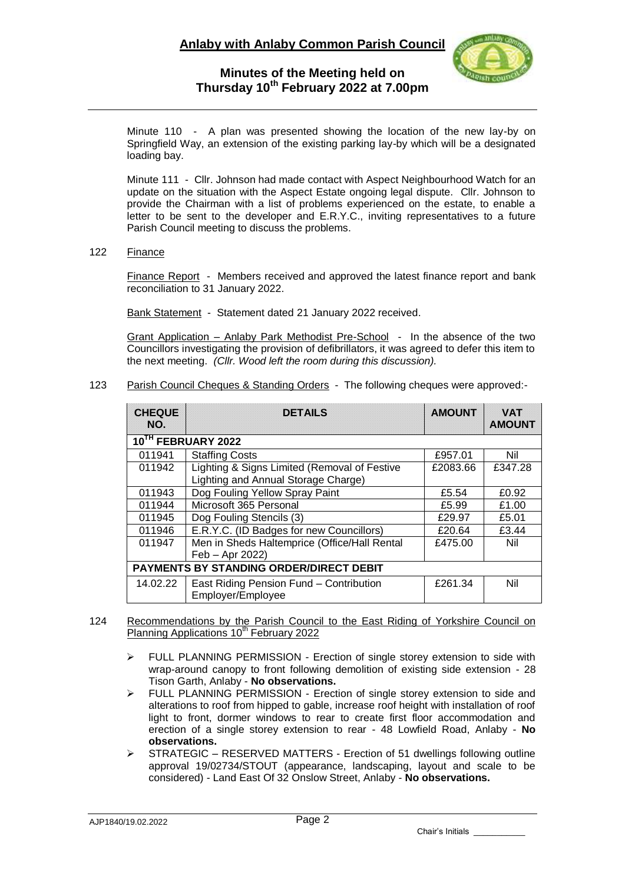Minute 110 - A plan was presented showing the location of the new lay-by on Springfield Way, an extension of the existing parking lay-by which will be a designated loading bay.

Minute 111 - Cllr. Johnson had made contact with Aspect Neighbourhood Watch for an update on the situation with the Aspect Estate ongoing legal dispute. Cllr. Johnson to provide the Chairman with a list of problems experienced on the estate, to enable a letter to be sent to the developer and E.R.Y.C., inviting representatives to a future Parish Council meeting to discuss the problems.

122 Finance

Finance Report - Members received and approved the latest finance report and bank reconciliation to 31 January 2022.

Bank Statement - Statement dated 21 January 2022 received.

Grant Application – Anlaby Park Methodist Pre-School - In the absence of the two Councillors investigating the provision of defibrillators, it was agreed to defer this item to the next meeting. *(Cllr. Wood left the room during this discussion).*

123 Parish Council Cheques & Standing Orders - The following cheques were approved:-

| CHEQUE NO. | DETAILS | AMOUNT | VAT AMOUNT |
|---|---|---|---|
| **10TH FEBRUARY 2022** | | | |
| 011941 | Staffing Costs | £957.01 | Nil |
| 011942 | Lighting & Signs Limited (Removal of Festive Lighting and Annual Storage Charge) | £2083.66 | £347.28 |
| 011943 | Dog Fouling Yellow Spray Paint | £5.54 | £0.92 |
| 011944 | Microsoft 365 Personal | £5.99 | £1.00 |
| 011945 | Dog Fouling Stencils (3) | £29.97 | £5.01 |
| 011946 | E.R.Y.C. (ID Badges for new Councillors) | £20.64 | £3.44 |
| 011947 | Men in Sheds Haltemprice (Office/Hall Rental Feb – Apr 2022) | £475.00 | Nil |
| **PAYMENTS BY STANDING ORDER/DIRECT DEBIT** | | | |
| 14.02.22 | East Riding Pension Fund – Contribution Employer/Employee | £261.34 | Nil |

124 Recommendations by the Parish Council to the East Riding of Yorkshire Council on Planning Applications 10th February 2022

- FULL PLANNING PERMISSION - Erection of single storey extension to side with wrap-around canopy to front following demolition of existing side extension - 28 Tison Garth, Anlaby - **No observations.**
- FULL PLANNING PERMISSION - Erection of single storey extension to side and alterations to roof from hipped to gable, increase roof height with installation of roof light to front, dormer windows to rear to create first floor accommodation and erection of a single storey extension to rear - 48 Lowfield Road, Anlaby - **No observations.**
- STRATEGIC – RESERVED MATTERS - Erection of 51 dwellings following outline approval 19/02734/STOUT (appearance, landscaping, layout and scale to be considered) - Land East Of 32 Onslow Street, Anlaby - **No observations.**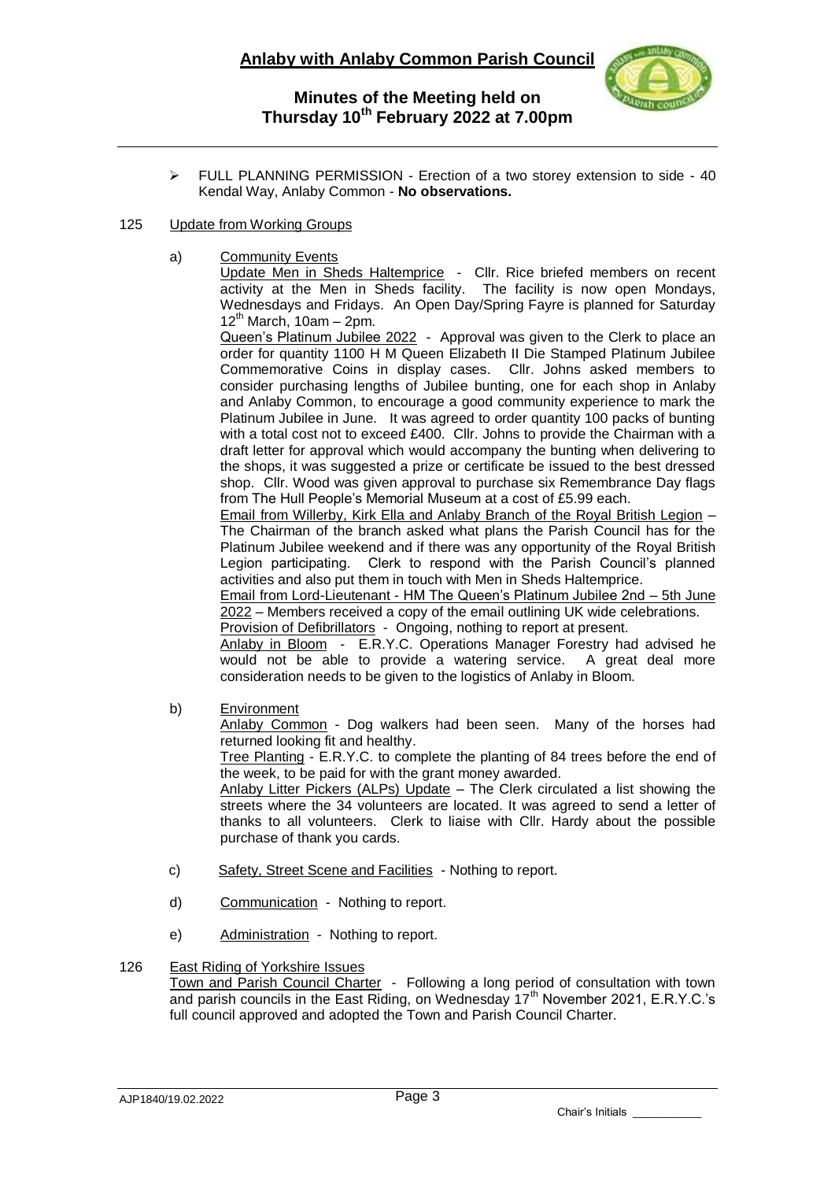- FULL PLANNING PERMISSION - Erection of a two storey extension to side - 40 Kendal Way, Anlaby Common - **No observations.**

125 Update from Working Groups

a) Community Events

Update Men in Sheds Haltemprice - Cllr. Rice briefed members on recent activity at the Men in Sheds facility. The facility is now open Mondays, Wednesdays and Fridays. An Open Day/Spring Fayre is planned for Saturday 12th March, 10am – 2pm.

Queen's Platinum Jubilee 2022 - Approval was given to the Clerk to place an order for quantity 1100 H M Queen Elizabeth II Die Stamped Platinum Jubilee Commemorative Coins in display cases. Cllr. Johns asked members to consider purchasing lengths of Jubilee bunting, one for each shop in Anlaby and Anlaby Common, to encourage a good community experience to mark the Platinum Jubilee in June. It was agreed to order quantity 100 packs of bunting with a total cost not to exceed £400. Cllr. Johns to provide the Chairman with a draft letter for approval which would accompany the bunting when delivering to the shops, it was suggested a prize or certificate be issued to the best dressed shop. Cllr. Wood was given approval to purchase six Remembrance Day flags from The Hull People's Memorial Museum at a cost of £5.99 each.

Email from Willerby, Kirk Ella and Anlaby Branch of the Royal British Legion – The Chairman of the branch asked what plans the Parish Council has for the Platinum Jubilee weekend and if there was any opportunity of the Royal British Legion participating. Clerk to respond with the Parish Council's planned activities and also put them in touch with Men in Sheds Haltemprice.

Email from Lord-Lieutenant - HM The Queen's Platinum Jubilee 2nd – 5th June 2022 – Members received a copy of the email outlining UK wide celebrations.

Provision of Defibrillators - Ongoing, nothing to report at present.

Anlaby in Bloom - E.R.Y.C. Operations Manager Forestry had advised he would not be able to provide a watering service. A great deal more consideration needs to be given to the logistics of Anlaby in Bloom.

b) Environment

Anlaby Common - Dog walkers had been seen. Many of the horses had returned looking fit and healthy.

Tree Planting - E.R.Y.C. to complete the planting of 84 trees before the end of the week, to be paid for with the grant money awarded.

Anlaby Litter Pickers (ALPs) Update – The Clerk circulated a list showing the streets where the 34 volunteers are located. It was agreed to send a letter of thanks to all volunteers. Clerk to liaise with Cllr. Hardy about the possible purchase of thank you cards.

c) Safety, Street Scene and Facilities - Nothing to report.

d) Communication - Nothing to report.

e) Administration - Nothing to report.

126 East Riding of Yorkshire Issues

Town and Parish Council Charter - Following a long period of consultation with town and parish councils in the East Riding, on Wednesday 17th November 2021, E.R.Y.C.'s full council approved and adopted the Town and Parish Council Charter.

AJP1840/19.02.2022

Chair's Initials ___________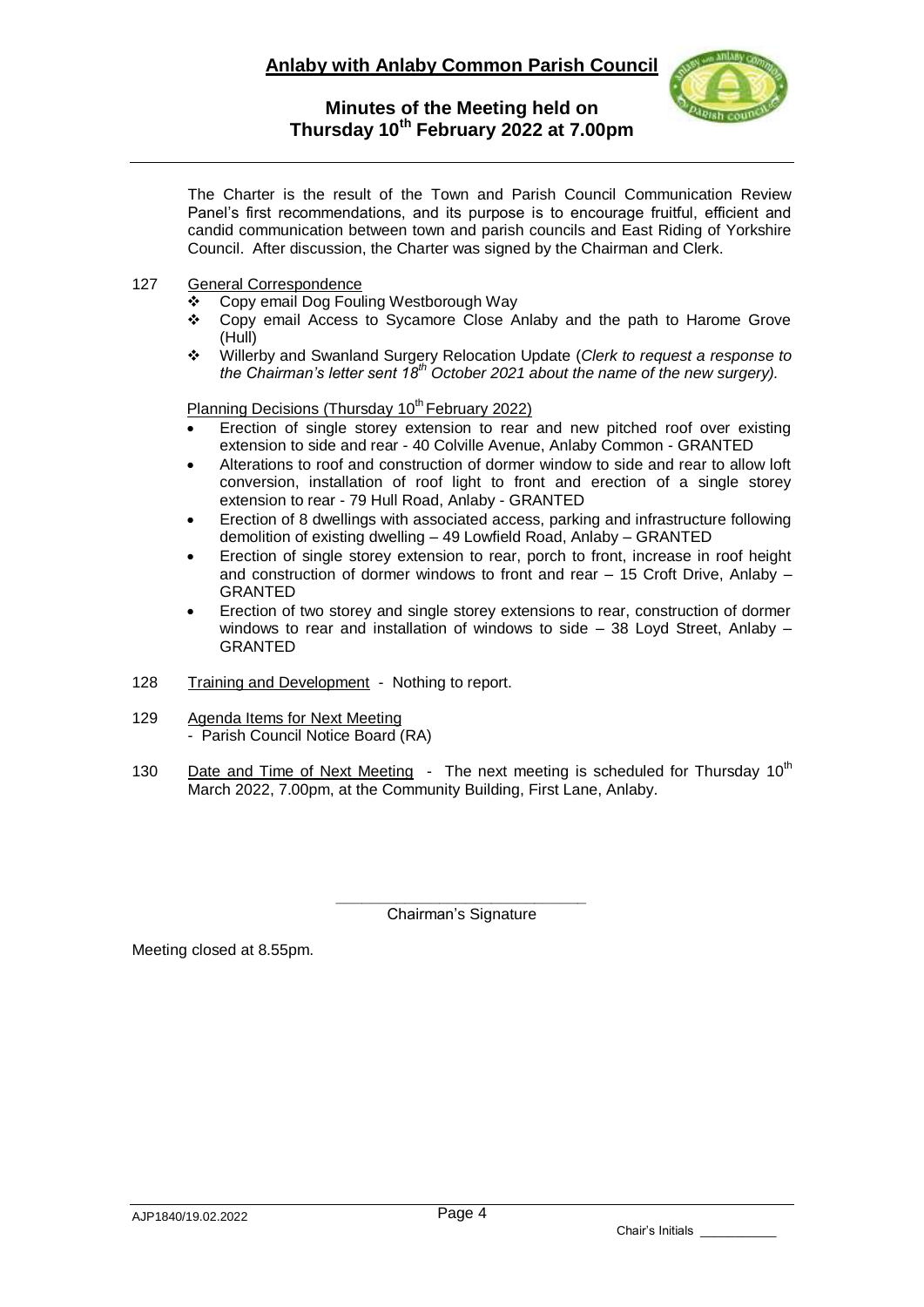The Charter is the result of the Town and Parish Council Communication Review Panel's first recommendations, and its purpose is to encourage fruitful, efficient and candid communication between town and parish councils and East Riding of Yorkshire Council. After discussion, the Charter was signed by the Chairman and Clerk.

127 General Correspondence

- Copy email Dog Fouling Westborough Way
- Copy email Access to Sycamore Close Anlaby and the path to Harome Grove (Hull)
- Willerby and Swanland Surgery Relocation Update (*Clerk to request a response to the Chairman's letter sent 18th October 2021 about the name of the new surgery).*

Planning Decisions (Thursday 10th February 2022)

- Erection of single storey extension to rear and new pitched roof over existing extension to side and rear - 40 Colville Avenue, Anlaby Common - GRANTED
- Alterations to roof and construction of dormer window to side and rear to allow loft conversion, installation of roof light to front and erection of a single storey extension to rear - 79 Hull Road, Anlaby - GRANTED
- Erection of 8 dwellings with associated access, parking and infrastructure following demolition of existing dwelling – 49 Lowfield Road, Anlaby – GRANTED
- Erection of single storey extension to rear, porch to front, increase in roof height and construction of dormer windows to front and rear – 15 Croft Drive, Anlaby – GRANTED
- Erection of two storey and single storey extensions to rear, construction of dormer windows to rear and installation of windows to side – 38 Loyd Street, Anlaby – GRANTED

128 Training and Development - Nothing to report.

129 Agenda Items for Next Meeting
- Parish Council Notice Board (RA)

130 Date and Time of Next Meeting - The next meeting is scheduled for Thursday 10th March 2022, 7.00pm, at the Community Building, First Lane, Anlaby.

\_\_\_\_\_\_\_\_\_\_\_\_\_\_\_\_\_\_\_\_\_\_\_\_\_\_\_\_\_\_

Chairman's Signature

Meeting closed at 8.55pm.